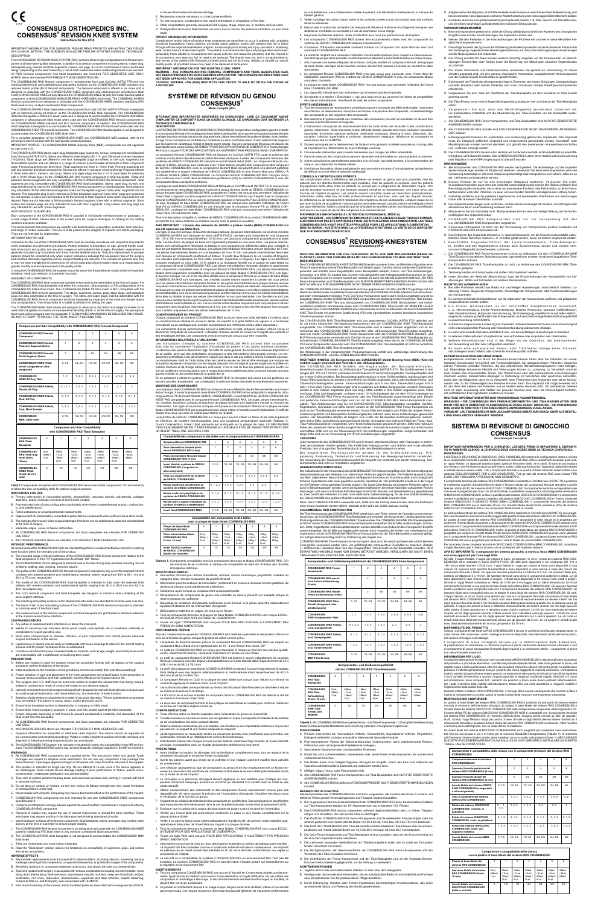# CONSENSUS ORTHOPEDICS INC.

# CONSENSUS® REVISION KNEE SYSTEM

**Instructions for Use (IFU)**

**IMPORTANT INFORMATION FOR SURGEON: PLEASE READ PRIOR TO IMPLANTING THIS DEVICE IN A CLINICAL SETTING. THE SURGEON SHOULD BE FAMILIAR WITH THE SURGICAL TECHNIQUE.**

**DESCRIPTION**

The CONSENSUS REVISION KNEE SYSTEM (RKS) consists of left and right configurations of a femoral component and tibial bearing tibial baseplate, in addition to accessory components including stems, a taper plug, a baseplate plug, femoral and tibial augments, screws, and pegs. It is a non-constrained or semi-constrained design (depending on the insert selected), in which both medial and lateral collateral ligaments must be intact. All RKS femoral components and tibial baseplates are intended FOR CEMENTED USE ONLY. All RKS stems are intended FOR PRESS-FIT NON-CEMENTED USE.

The CONSENSUS RKS femoral component is manufactured from cast CoCrMo (ASTM F75) and has identical intercondylar and patellofemoral articulating surfaces as the CONSENSUS KNEE standard and reduced lateral profile (RLP) femoral components. The femoral component is offered in six sizes and is designed to articulate with the CONSENSUS KNEE congruent and ultra-congruent polyethylene tibial insert, CONSENSUS RKS insert, and CONSENSUS KNEE all poly and metal-backed patellar components of the CONSENSUS MOBILE BEARING KNEE (MBK) tibial insert. The CONSENSUS RKS femoral component is not designed to articulate with the CONSENSUS KNEE posterior stabilizing (PS) tibial insert or any constrain constrained tibial components.

The CONSENSUS RKS tibial baseplate is manufactured from cast CoCrMo (ASTM F75) and is designed with an identical locking mechanism as the CONSENSUS KNEE tibial baseplate. The CONSENSUS RKS tibial baseplate is offered in seven sizes and is designed to accommodate the CONSENSUS KNEE congruent or ultracongruent tibial insert when used with the CONSENSUS RKS femoral component or CONSENSUS KNEE standard and RLP femoral components. In addition, the CONSENSUS RKS tibial baseplate is designed to accommodate the CONSENSUS RKS tibial insert when used with the CONSENSUS KNEE PS femoral component. The CONSENSUS RKS tibial baseplate is not designed to accommodate the CONSENSUS MBK tibial insert.

For a complete description of the CONSENSUS KNEE and CONSENSUS MBK product, refer to the physician's insert included with the appropriate product package.

IMPORTANT NOTICE: The CONSENSUS Mobile Bearing Knee (MBK) components are not approved for use in the U.S.

The CONSENSUS RKS stems, taper plug, baseplate plug, augments, screws, and pegs are manufactured from Titanium (ASTM F136). Stems are offered in three lengths (80, 110, and 160mm) and seven diameters (10-22mm). Taper plugs are offered in one size. Baseplate plugs are offered in one size. Augments are femoral/tibial specific and are offered in a range of sizes to accommodate all femoral or tibial component sizes. Femoral augments are distal or posterior. Tibial augments are full wedge in one size; Tibial wedges are split into posterior and distal components. Screws are offered in two sizes (short and long). Pegs are offered in three sizes (short, medium, and long). Stems and taper plugs employ a 12/14 male taper for assembly with a 12/14 female taper in the CONSENSUS RKS femoral component or tibial baseplate. Distal and posterior femoral augments are only compatible with the CONSENSUS RKS femoral component. Tibial wedge augments are only compatible with CONSENSUS RKS tibial baseplates. Screws (long, short) and pegs are used for fixation of the CONSENSUS RKS femoral and tibial augments. Long screws and long pegs are only intended for use when the augment thickness requires longer fixation. Short pegs are only intended for distal femoral augment holes and tibial baseplate augment holes where augments are not desired. The baseplate plug is only intended to fill the baseplate's stem hole when augments and stems are not desired. Screws are not intended to fill the femoral or tibial augment holes when augments are not desired. Pegs are not intended to fill the posterior femoral augment holes with or without augments. Since screws and medium pegs are only intended for use with 5mm augments. Long screws and long pegs are only intended for use with 10mm augments.

**HOW PRODUCT IS SUPPLIED**

Each component of the CONSENSUS RKS is supplied in individually sterilized boxes or packages, in a wide range of sizes. Please refer to the current price list, surgical technique, or catalog for the catalog numbers and sizes available.

The recommended instruments are used for size determination, preparation, evaluation, trial reduction, and range of motion evaluation. The use of trials preserves the integrity of implants and sterile packaging. Trials are not intended for implantation.

**INFORMATION FOR USE**

Indications for the use of the CONSENSUS RKS must be carefully considered with respect to the patient's entire evaluation and alternative procedures. Patient selection is dependent on age, general health, quality of bone stock and quality, and any prior surgery or complicated further surgery. Prosthetic replacement is generally indicated for patients with significant pain and/or disability or deformity. Total joint replacement patients should be considered only when explicit indications outweigh the associated risks of the surgery and modified demands regarding activity and joint loading are practiced. The device will perform only if the patient is not overweight, and not adversely affected by pre-existing bone stock or general activity and joint loading. The patient should be informed of any factors of their life style that may or may not involve perform such as excessive, activity level, excessive mobility, deformity, and joint stress.

In using the CONSENSUS RKS, the surgeon should be aware that the prostheses should not be re-implanted. Therefore, trial size reduction is extremely important.

**ASSEMBLY OF COMPONENTS**

The CONSENSUS RKS tibial component consists of two parts to be assembled at the time of surgery: the CONSENSUS RKS tibial baseplate and either the congruent, ultracongruent, or PS configurations of the CONSENSUS KNEE tibial insert. The CONSENSUS RKS tibial insert is NOT compatible with the CONSENSUS MBK tibial component. The stems, augments, screws, pegs, taper plugs, and baseplate plugs are also assembled at the time of surgery. The stems and taper plugs shall be assembled to the CONSENSUS RKS femoral component and tibial baseplate by impaction of the male and female tapers prior to implantation. (Refer to the appropriate surgical technique.)

The CONSENSUS RKS tibial inserts are designed to allow up to one femoral size larger or smaller to be used interchangeably for maximum interoperative flexibility (Table 1). At the time of surgery, the appropriate tibial insert will be snapped onto the baseplate. THE GRAPHIC MARKINGS MAY BE ENGAGED ONLY ONCE. DO NOT ATTEMPT TO INSTALL THE TIBIAL INSERT A SECOND TIME.

**Component and Size Compatibility with CONSENSUS RKS Femoral Component**

| CONSENSUS RKS Femoral Component | 1 | 2 | 3 | 4 | 5 | 6 |
|---|---|---|---|---|---|---|
| CONSENSUS RKS Femoral Posterior Augment (Item) | 1 | 2 | 3 | 4 | 5 | 6 |
| CONSENSUS RKS Femoral Distal Augment (Item) | 1 | 2 | 3/4 | 3/4 | 5/6 | 5/6 |
| CONSENSUS KNEE SYSTEM Insert (congruent or ultra-congruent) | 0, 1/2 | 1/2, 3/4 | 1/2, 3/4 | 3/4, 5/6 | 3/4, 5/6 | 5/6 |
| CONSENSUS RKS Insert | 1, 2 | 1, 2, 3 | 2, 3, 4 | 3, 4, 5 | 4, 5, 6 | 5, 6 |
| CONSENSUS KNEE Patella, Round, All Poly | 0, 1, 2, 3 | 1, 2, 3 | 1, 2, 3 | 2, 3 | 2, 3 | 3 |
| CONSENSUS KNEE Patella, Oval, All Poly | 0, 1 | 0, 1, 2 | 0, 1, 2 | 0, 1, 2 | 0, 1, 2 | 0, 1, 2 |
| CONSENSUS KNEE Patella, Oval, Metal Backed | 1, 2, 3 | 1, 2, 3 | 1, 2, 3 | 1, 2, 3 | 1, 2, 3 | 1, 2, 3 |
| CONSENSUS MBK Insert (Size) | 0, 1/2 | 1/2, 3/4 | 1/2, 3/4 | 3/4, 5/6 | 3/4, 5/6 | 5/6 |

**Component and Size Compatibility with CONSENSUS RKS Tibial Baseplate**

| CONSENSUS RKS Tibial Baseplate | 1 | 2 | 3 | 4 | 5 | 6 |
|---|---|---|---|---|---|---|
| CONSENSUS RKS Tibial Wedge Augment (Item) | 0Lat. / 0Med. / 1Lat. | 1Med. / 1Lat. / 2Med. | 2Med. / 2Lat. / 3Lat. | 3Med. / 3Lat. / 4Lat. | 4Med. / 4Lat. / 5Lat. | 5Med. / 5Lat. / 6Lat. |
| CONSENSUS KNEE SYSTEM Insert (all sizes) | 0 | 1/2 | 3/4 | 3/4 | 5/6 | 5/6 |

**Table 1** Component compatibility with CONSENSUS RKS femoral and tibial components. CCI recommends to follow the size compatibility table for optimal surgical outcome.

**INDICATIONS FOR USE**

A. Primary intervention of rheumatoid arthritis, osteoarthritis, traumatic arthritis, polyarthritis, collagen disorders, and/or avascular necrosis of the femoral condyle.

B. Post-traumatic loss of joint configuration (particularly when there is patellofemoral erosion, dysfunction, or prior patellectomy).

C. Failed osteotomy or unicompartmental replacements.

D. Replacement of unsatisfactory cemented or press-fit knee components when sufficient bone stock exists.

E. The salvage of previously failed surgical attempts if the knee can be satisfactorily balanced and stabilized at the time of surgery.

F. Moderate valgus, varus, or flexion deformities.

G. All CONSENSUS RKS femoral components and tibial baseplates are intended FOR CEMENTED USE ONLY.

H. All CONSENSUS RKS stems are intended FOR PRESS-FIT NON-CEMENTED USE.

**INTENDED PERFORMANCE**

All components of the CONSENSUS RKS are intended to perform in a safe and effective manner in restoring knee function within the intended use of the product.

A. The intended range of flexion/extension of the CONSENSUS RKS femoral component relative to the tibial component is from 10° hyperextension to at least 120° flexion.

B. The CONSENSUS RKS is designed to transmit load to the tibia during daily activities including, but not limited to walking, stair climbing, and chair ascent.

C. The profile of the CONSENSUS RKS femoral component is intended to fully cover the resected femoral condyles with anterior-posterior and medial-lateral widths varying from 35.4 to 59.1 mm and 58.3 to 79.3 mm respectively.

D. The profile of the CONSENSUS RKS tibial baseplate is intended to fully cover the resected tibial plateau with anterior-posterior and medial-lateral widths ranging from 40.3 to 58.0 mm and 62.0 to 84.0 mm respectively.

E. The CoCr femoral component and tibial baseplate are designed to minimize stress shielding at the bone-implant interface.

F. The matching articulating surfaces at the femorotibial articulation are intended to minimize wear over time.

G. The mirror finish of the articulating surface of the CONSENSUS RKS femoral component is intended to minimize wear of the tibial insert.

H. The surface finish of the femoral component and tibial baseplate are grit blasted to enhance adhesion at the cement-prosthesis interface.

**CONTRAINDICATIONS**

A. Any active or suspected latent infection in or about the knee joint.

B. Mental or neuromuscular disorders which would create unacceptable risk of prosthesis instability or complications in post-operative care.

C. Bone stock compromised by disease, infection, or prior implantation that cannot provide adequate support and/or fixation of the device.

D. Ligamentous or severe muscle laxity or inadequate soft tissue coverage to allow for the normal healing process and for proper mechanics to be re-established.

E. Conditions which tend to place increased loads on implants, such as age, weight, and activity level which are incompatible with a satisfactory clinical long-term result.

**PRECAUTIONS**

A. Before using the product, the surgeon should be completely familiar with all aspects of the surgical procedure and the limitations of the device.

B. Instruct patients on the limitations of the prosthesis and how to modify their activities accordingly.

C. Proper selection of type and placement of the knee components are critical factors in the prevention of unusual stress conditions and the potentially harmful effects on the implant service life.

D. The surgeon and O.R. staff must be extremely careful to protect the components from being marred, nicked or notched as a result of contact with metal or any abrasive objects.

E. Use only instruments and trial components specifically designed for use with these devices to help ensure accurate surgical implantation, soft tissue balancing, and evaluation of knee function.

F. Selection of polyethylene components is a matter of physician discretion. Thicker polyethylene components may be preferable in cases of heavier, more active patients.

G. Ensure tibial baseplate surface is cleaned prior to snapping on tibial insert.

H. Ensure tibial insert is properly snapped in place, and fully seated against the tibial baseplate.

I. Ensure adequate balancing of soft tissues to prevent postoperative instability and dislocation of the tibial insert from the tibial baseplate.

J. All CONSENSUS RKS femoral components and tibial baseplates are intended FOR CEMENTED USE ONLY.

K. All CONSENSUS RKS stems are intended FOR PRESS-FIT NON-CEMENTED USE.

L. Disposal of material for explanted or otherwise used implants: The device should be regarded as bio-contaminated and handled accordingly. Plastic or metal implants should be terminally sterilized and disposed of following existing hospital policies and procedures.

M. The CONSENSUS RKS system has not been evaluated for safety and compatibility in the MR environment. The CONSENSUS RKS system has not been tested for heating or migration in the MR environment.

**WARNINGS**

A. All CONSENSUS RKS components are supplied sterile. The physician's insert and double Tyvek packages are subject to stringent visual specifications. Do not use any component if the package has been breached. If packages appear damaged or tampered with, they should be returned to the supplier.

B. This product is intended for single use only. Do not attempt to re-use, even if the device appears to be undamaged. Risks include device damage leading to poor performance or failure, patient cross-contamination, inadequate sterilization and general liability.

C. Take care to protect polished bearing areas and machined surfaces from contact with hard or abrasive surfaces.

D. Do not bend or contour an implant, as this may reduce its fatigue strength and may cause immediate or eventual failure under load.

E. Never tamper with implants. Tampering may have a detrimental effect on the performance of the implant.

F. CONSENSUS RKS components are only intended for use with CONSENSUS KNEE components specified above.

G. Consensus Orthopedics strongly advises against the use of another manufacturer's component with any CONSENSUS RKS component.

H. Removal of implant may require the use of special instruments to disrupt the bone interface. These techniques may require practice in the laboratory before being attempted clinically.

I. Machined taper surfaces of the femoral component, tibial baseplate, stems, and taper plug must be clean and dry at the time of assembly to ensure proper seating.

J. The CONSENSUS RKS femoral component is not designed to articulate with the CONSENSUS KNEE posterior stabilizing (PS) tibial insert or any constrain constrained tibial components.

K. The CONSENSUS RKS tibial baseplate is not designed to accommodate the CONSENSUS MBK tibial insert.

L. Trials are instruments and must not be implanted.

M. Read the "Description" section (above) for limitations on compatibility of augments, pegs, and screws with other components.

**ADVERSE EFFECTS**

A. All prosthetic replacements have the potential for adverse effects, including infection, loosening, fracture, breakage, bending of the components, component disassembly, or positional changes of the components.

B. Sensitivity reactions to component materials could occur, and should be ruled out preoperatively.

C. Total joint replacement surgery is associated with serious complications, including but not limited to: nerve injury, blood vessel injury, limb lengthening or shortening, vascular or neural complications, hematoma, deep vein thrombosis, embolism, wound complications, subluxation or dislocation, patellar subluxation, loss of bone, deep infection, septic loosening, component failure, and third body wear associated with UHMWPE.

D. Pain due to loosening of the implant and/or loosening associated with wear and the generation of debris or fibrous tissue formation or fibrosis, and/or foreign body reactions from PMMA or associated tissue reactions.

E. Nerve and vascular damage, including deep vein thrombosis.

F. Localized progressive bone resorption (osteolysis) or bone damage.

G. Other complications generally associated with surgery, drugs, blood use, or ancillary devices used.

H. Postoperative femoral or tibial fracture can occur due to trauma, the presence of defects, or poor bone stock.

**PATIENT COUNSELING INFORMATION**

Complications and/or failure of revision knee prostheses are more likely to occur in patients with unrealistic functional expectations, heavy patients, physically active patients, and/or with patients that fail to follow through with the required rehabilitation program. Excessive physical activity and injury can result in loosening, wear, and/or fracture of the knee implant. The patient must be instructed about all postoperative restrictions, particularly those related to occupational and sports activities and about the possibility that the implant or its components may wear out, fail, or need to be replaced. The implant may not, and is not guaranteed to, last the rest of the patient's life. Because prosthetic joints are not as strong, reliable, or durable as natural, healthy joints, all prosthetic knees may need to be replaced at some point.

**IMPORTANT INFORMATION FOR THE SURGICAL STAFF**

**WARNING – THE CONSENSUS RKS FEMORAL COMPONENTS AND TIBIAL BASEPLATES HAVE NOT BEEN EVALUATED FOR USE WITHOUT CEMENT, AND THESE IMPLANTS AND SYSTEMS HAVE NOT BEEN APPROVED FOR CEMENTLESS APPLICATION.**

**CAUTION – FEDERAL LAW (USA) RESTRICTS THIS DEVICE TO SALE BY OR ON THE ORDER OF A PHYSICIAN.**

# SYSTÈME DE RÉVISION DU GENOU CONSENSUS®

**Mode d'emploi (FR)**

**INFORMATIONS IMPORTANTES DESTINÉES AU CHIRURGIEN : LIRE CE DOCUMENT AVANT D'IMPLANTER CE DISPOSITIF DANS UN CADRE CLINIQUE. LE CHIRURGIEN DOIT MAÎTRISER LA TECHNIQUE CHIRURGICALE.**

**DESCRIPTION**

Le SYSTÈME DE RÉVISION DU GENOU (RKS) CONSENSUS comprend des configurations gauche et droite d'un composant fémoral et d'une plaque de base tibiale à plateau fixe, ainsi que des composants accessoires tels que des tiges, bouchon conique, bouchon de plaque embase, pièces intermédiaires fémorales et tibiales, vis et chevilles. Il s'agit d'une conception de prothèse non contrainte ou semi-contrainte (selon l'insert sélectionné) exigeant que les ligaments collatéraux médial et latéral soient intacts. Tous les composants fémoraux et plaques de base tibiales sont conçus EXCLUSIVEMENT POUR DES APPLICATIONS DE CIMENTATION. Toutes les tiges RKS sont conçues POUR DES APPLICATIONS PRESS-FIT SANS CIMENTATION.

Le composant fémoral CONSENSUS RKS est fabriqué en CoCrMo coulé (ASTM F75) et possède des surfaces d'articulation intercondyliennes et patello-fémorales identiques à celles des composants fémoraux standard et à profil latéral réduit (RLP) du système de genou CONSENSUS. Le composant fémoral est proposé en six tailles et conçu pour s'articuler avec l'insert tibial en polyéthylène congruent et ultra-congruent du système CONSENSUS KNEE, l'insert CONSENSUS RKS, et les composants rotuliens entièrement en polyéthylène à support métallique du GENOU CONSENSUS À PLATEAU MOBILE (MBK). Le composant fémoral CONSENSUS RKS n'est pas conçu pour s'articuler avec l'insert tibial de stabilisation postérieure (PS) du système CONSENSUS KNEE ni avec des composants tibiaux contraints.

La plaque de base tibiale CONSENSUS RKS est fabriquée en CoCrMo coulé (ASTM F75) et est conçue avec un mécanisme de verrouillage identique à celui de la plaque de base tibiale du système CONSENSUS KNEE. La plaque de base tibiale CONSENSUS RKS est proposée en sept tailles et conçue pour accueillir l'insert tibial congruent ou ultra-congruent du système CONSENSUS KNEE lorsqu'il est utilisé avec le composant fémoral CONSENSUS RKS ou les composants fémoraux standard et RLP du système CONSENSUS KNEE. En outre, la plaque de base tibiale CONSENSUS RKS est conçue pour accueillir l'insert tibial CONSENSUS RKS lorsqu'elle est utilisée avec le composant fémoral PS du système CONSENSUS KNEE. La plaque de base tibiale CONSENSUS RKS n'est pas conçue pour accueillir l'insert tibial CONSENSUS MBK.

Pour une description complète du système CONSENSUS KNEE et du produit CONSENSUS MBK, se reporter à la notice destinée au médecin fournie avec le produit en question.

**AVIS IMPORTANT : L'emploi des éléments de GENOU à plateau mobile (MBK) CONSENSUS n'a pas été approuvé aux États-Unis.**

Les tiges, le bouchon conique, le bouchon de plaque de base, les pièces intermédiaires, les vis et les chevilles CONSENSUS RKS sont fabriqués en titane (ASTM F136). Les tiges sont proposées en trois longueurs (80, 110 et 160 mm) et en sept diamètres (10-22 mm). Les bouchons coniques sont proposés en une seule taille. Les bouchons de plaque de base sont proposés en une seule taille. Les pièces intermédiaires sont spécifiquement fémorales ou tibiales et sont proposées en différentes tailles pour s'adapter à tous les composants fémoraux ou tibiaux. Les pièces intermédiaires fémorales ont une épaisseur de 5 mm ; les pièces intermédiaires tibiales ont une épaisseur de 5 ou 10 mm. Les pièces intermédiaires fémorales sont divisées en composants postérieurs et distaux. Il existe deux longueurs de vis (courtes et longues). Les chevilles sont proposées en trois tailles (courte, moyenne et longue). Les tiges et les bouchons coniques emploient un cône mâle 12/14 destiné à un emboîtement avec un cône femelle 12/14 dans le composant fémoral ou la plaque de base tibiale CONSENSUS RKS. Les pièces intermédiaires fémorales distales et postérieures sont uniquement compatibles avec le composant fémoral CONSENSUS RKS. Les pièces intermédiaires tibiales sont uniquement compatibles avec les plaques de base tibiales CONSENSUS RKS. Les vis (longues, courtes) et les chevilles sont utilisées pour la fixation des pièces intermédiaires fémorales et tibiales CONSENSUS RKS. Les vis longues et les chevilles longues sont uniquement destinées à être utilisées lorsque l'épaisseur de la pièce intermédiaire exige une fixation plus longue. Les chevilles courtes servent uniquement à combler les trous prévus pour les pièces intermédiaires fémorales distales et les trous des pièces intermédiaires de la plaque de base tibiale lorsque des pièces intermédiaires ne sont pas souhaitées. Le bouchon de plaque de base est uniquement destiné à combler le trou prévu pour la tige de la plaque de base lorsque des pièces intermédiaires et des tiges ne sont pas souhaitées. Les vis ne sont pas destinées à combler les trous prévus pour les pièces intermédiaires fémorales ou tibiales lorsque des pièces intermédiaires ne sont pas souhaitées. Les chevilles ne sont pas destinées à combler les trous prévus pour les pièces intermédiaires fémorales postérieures, avec ou sans pièces intermédiaires. Les vis courtes et les chevilles moyennes sont uniquement destinées à être utilisées avec des pièces intermédiaires de 5 mm. Les vis longues et les chevilles longues sont uniquement destinées à être utilisées avec des pièces intermédiaires de 10 mm.

**CONDITIONNEMENT DU PRODUIT**

Chaque composant du système CONSENSUS RKS est fourni dans une boîte stérilisée à l'unité ou dans un conditionnement stérile et en plusieurs tailles. Se reporter à la grille tarifaire en vigueur, à la technique chirurgicale ou au catalogue pour prendre connaissance des références et des tailles disponibles.

Les instruments recommandés sont utilisés pour déterminer la taille, préparer, évaluer, réaliser des essais et déterminer l'amplitude de mouvement. L'utilisation d'essais permet de conserver l'intégrité des implants et des emballages stériles. Les composants d'essai ne sont pas conçus pour être implantés.

**INFORMATIONS RELATIVES À L'UTILISATION**

Les indications d'emploi du système CONSENSUS RKS doivent être soupesées avec soin en considérant l'évaluation d'ensemble du patient et les autres solutions possibles. La sélection des patients dépend de l'âge, de l'état de santé général, de la structure osseuse disponible et de sa qualité, ainsi que de toute intervention chirurgicale préalable ou future. Le remplacement par une prothèse est généralement indiqué pour des patients souffrant de douleurs et/ou d'un handicap ou d'une déformation importants. Le remplacement prothétique total du genou ne doit être envisagé que lorsque les indications expresses l'emportent sur les risques associés à la chirurgie et que les exigences modifiées en matière d'activité et de charge articulaire sont mises en pratique. L'implant ne donnera satisfaction que si le patient n'est pas en surpoids et s'il n'est pas défavorablement affecté par une structure osseuse préexistante ou par une activité et une charge articulaire générales. Le patient doit être informé de tout facteur de son mode de vie susceptible d'affecter les performances, tel qu'un niveau d'activité excessif, une mobilité excessive, une déformation et des contraintes articulaires.

En se préparant à utiliser le système CONSENSUS RKS, le chirurgien doit savoir que les prothèses ne peuvent pas être réimplantées ; par conséquent, la sélection initiale de la taille est extrêmement importante.

**MONTAGE DES COMPOSANTS**

Le composant tibial CONSENSUS RKS se compose de deux éléments devant être assemblés au moment de la chirurgie, à savoir la plaque de base tibiale CONSENSUS RKS et la configuration congruente, ultra-congruente ou PS de l'insert tibial du système CONSENSUS KNEE. L'insert tibial CONSENSUS RKS N'EST PAS compatible avec le composant tibial CONSENSUS MBK. Les tiges, pièces intermédiaires, vis, chevilles, bouchons coniques et bouchons de plaque de base sont également assemblés au moment de l'intervention. Les tiges et bouchons coniques sont posés sur le composant fémoral et la plaque de base tibiale CONSENSUS RKS par impaction des cônes mâles et femelles avant l'implantation. (Se reporter à la technique chirurgicale appropriée.)

L'insert tibial du système CONSENSUS RKS est conçu pour pouvoir être utilisé avec les composants fémoraux d'une taille au-dessus ou au-dessous, de manière interchangeable, pour une souplesse peropératoire maximale (Tableau 1). Durant l'intervention, l'insert tibial approprié est enclipsé sur la plaque de base. LE MÉCANISME D'ENCLENCHEMENT NE PEUT ÊTRE ENGAGÉ QU'UNE SEULE FOIS. NE JAMAIS TENTER DE POSER UN INSERT TIBIAL UNE SECONDE FOIS.

**Compatibilité des composants et des tailles avec le composant fémoral CONSENSUS RKS**

| Composant fémoral CONSENSUS RKS | 1 | 2 | 3 | 4 | 5 | 6 |
|---|---|---|---|---|---|---|
| Pièce intermédiaire fémorale postérieure CONSENSUS RKS (n°) | 1 | 2 | 3 | 4 | 5 | 6 |
| Pièce intermédiaire fémorale distale CONSENSUS RKS (n°) | 1 | 2 | 3/4 | 3/4 | 5/6 | 5/6 |
| Insert tibial du système de GENOU CONSENSUS (congruent ou ultra-congruent) | 0, 1/2 | 1/2, 3/4 | 1/2, 3/4 | 3/4, 5/6 | 3/4, 5/6 | 5/6 |
| Tibia tout polyéthylène du système de GENOU CONSENSUS | 1, 2 | 1, 2, 3 | 2, 3, 4 | 3, 4, 5 | 4, 5, 6 | 5, 6 |
| Rotule ronde tout polyéthylène du système de GENOU CONSENSUS | 0, 1, 2, 3 | 1, 2, 3 | 1, 2, 3 | 2, 3 | 2, 3 | 3 |
| Rotule ovale tout polyéthylène du système de GENOU CONSENSUS | 0, 1 | 0, 1, 2 | 0, 1, 2 | 0, 1, 2 | 0, 1, 2 | 0, 1, 2 |
| Rotule ovale à support métallique du système de GENOU CONSENSUS | 1, 2, 3 | 1, 2, 3 | 1, 2, 3 | 1, 2, 3 | 1, 2, 3 | 1, 2, 3 |
| Insert tibial CONSENSUS MBK | 0, 1/2 | 1/2, 3/4 | 1/2, 3/4 | 3/4, 5/6 | 3/4, 5/6 | 5/6 |

**Compatibilité des composants et des tailles avec la plaque de base tibiale CONSENSUS RKS**

| Plaque de base tibiale CONSENSUS RKS | 1 | 2 | 3 | 4 | 5 | 6 |
|---|---|---|---|---|---|---|
| Pièce intermédiaire tibiale CONSENSUS RKS (5 mm, 10 mm) | 0Lat. / 0Méd. / 1Lat. | 1Méd. / 1Lat. / 2Méd. | 2Méd. / 2Lat. / 3Lat. | 3Méd. / 3Lat. / 4Lat. | 4Méd. / 4Lat. / 5Lat. | 5Méd. / 5Lat. / 6Lat. |
| Insert tibial du système de GENOU CONSENSUS (toutes les variantes) | 0 | 1/2 | 3/4 | 3/4 | 5/6 | 5/6 |

**Tableau 1 :** Compatibilité des composants avec les composants fémoraux et tibiaux CONSENSUS RKS. CCI recommande de se conformer au tableau de compatibilité de taille afin d'obtenir des résultats chirurgicaux optimaux.

**INDICATIONS D'EMPLOI**

A. Intervention primaire pour arthrite rhumatoïde, arthrose, arthrite traumatique, polyarthrite, maladies du collagène et/ou nécrose avasculaire du condyle fémoral.

B. Déformation post-traumatique de l'articulation (notamment en présence d'érosion fémoro-patellaire, de dysfonctionnement ou de patellectomie antérieure).

C. Ostéotomie ou remplacement unicompartimental ayant échoué.

D. Remplacement de composants de genou mal cimentés ou dont le press-fit est inadapté lorsque la réserve osseuse est suffisante.

E. Sauvetage de tentatives chirurgicales antérieures ayant échoué, si le genou peut être adéquatement équilibré et stabilisé lors de l'intervention chirurgicale.

F. Déformations modérées en valgus, en varus ou en flexion.

G. Tous les composants fémoraux et plaques de base tibiales CONSENSUS RKS sont conçus EXCLUSIVEMENT POUR DES APPLICATIONS DE CIMENTATION.

H. Toutes les tiges CONSENSUS RKS sont conçues POUR DES APPLICATIONS À AJUSTEMENT PAR PRESSION SANS CIMENTATION.

**PERFORMANCE PRÉVUE**

Tous les composants du système CONSENSUS RKS sont destinés à permettre la restauration efficace et sûre de la fonction du genou lorsque le produit est utilisé comme prévu.

A. L'amplitude de flexion/extension prévue du composant fémoral CONSENSUS RKS par rapport au composant tibial s'étend d'une hyperextension de 10° à une flexion d'au moins 120°.

B. Le système CONSENSUS RKS est conçu pour transmettre la charge au tibia lors des activités quotidiennes, notamment la marche, l'ascension d'escaliers et l'assise sur une chaise.

C. Le profil du composant fémoral CONSENSUS RKS est destiné à couvrir intégralement les condyles fémoraux réséqués avec des largeurs antéropostérieures et médio-latérales allant respectivement de 35,4 à 59,1 mm et de 58,3 à 79,3 mm.

D. Le profil de la plaque de base tibiale CONSENSUS RKS est destiné à couvrir intégralement le plateau tibial réséqué avec des largeurs antéropostérieure et médio-latérale allant respectivement de 40,3 à 58,0 mm et de 62,0 à 84,0 mm.

E. Le composant fémoral en CoCr et la plaque de base tibiale sont conçus pour réduire au minimum la contrainte exercée à l'interface entre l'os et l'implant.

F. Les surfaces articulaires correspondantes au niveau de l'articulation tibio-fémorale sont destinées à réduire au minimum l'usure au fil du temps.

G. La finition miroir de la surface articulaire du composant fémoral CONSENSUS RKS est destinée à réduire au minimum l'usure de l'insert tibial.

H. La surface du composant fémoral et de la plaque de base tibiale est sablée pour renforcer l'adhésion au niveau de l'interface implant-ciment.

**CONTRE-INDICATIONS**

A. Toute infection active ou latente suspectée dans l'articulation du genou ou à proximité.

B. Troubles mentaux ou neuromusculaires pouvant générer un risque inacceptable d'instabilité de la prothèse ou de complications des soins postopératoires.

C. Structure osseuse compromise par une maladie, une infection ou une implantation antérieure ne pouvant pas assurer un support et une fixation adéquats du dispositif.

D. Laxité ligamentaire ou musculaire sévère ou couverture de tissu mou insuffisante pour permettre une cicatrisation normale et un rétablissement correct de la mécanique.

E. États tendant à placer des charges accrues sur les implants, notamment l'âge, le poids, le niveau d'activité physique, incompatibles avec un résultat clinique à long terme satisfaisant.

**PRÉCAUTIONS**

A. Avant d'utiliser un implant, le chirurgien doit se familiariser complètement avec tous les aspects de la procédure chirurgicale et toutes les limites du dispositif.

B. Avertir les patients quant aux limites de la prothèse et leur indiquer comment modifier leurs activités en conséquence.

C. Une sélection appropriée du type de composants du genou et de leur emplacement est un facteur essentiel de prévention des conditions de contraintes inhabituelles et de leurs effets potentiellement nocifs sur la durée de vie de l'implant.

D. Le chirurgien et le personnel chirurgical doivent s'appliquer avec le plus grand soin à protéger les composants contre tout marquage, éraflure ou encoche résultant d'un contact avec du métal ou des objets abrasifs.

E. Utiliser exclusivement des instruments et des composants d'essai spécialement conçus pour ces dispositifs afin de mieux garantir la précision de l'implantation chirurgicale, l'équilibre des tissus mous et l'évaluation de la fonction du genou.

F. La sélection des composants en polyéthylène est à la discrétion du médecin. Des composants en polyéthylène plus épais peuvent être nécessaires dans le cas de patients lourds, plus actifs.

G. S'assurer que la surface de la plaque de base tibiale est propre avant d'enclencher l'insert tibial.

H. Vérifier que l'insert tibial est correctement enclenché en place et qu'il repose complètement sur la plaque de base tibiale.

I. Veiller à ce que les tissus mous soient adéquatement équilibrés afin de prévenir toute instabilité postopératoire et dislocation de l'insert tibial par rapport à la plaque de base.

J. Tous les composants fémoraux et plaques de base tibiales CONSENSUS RKS sont conçus EXCLUSIVEMENT POUR DES APPLICATIONS DE CIMENTATION.

K. Toutes les tiges CONSENSUS RKS sont conçues POUR DES APPLICATIONS À AJUSTEMENT PAR PRESSION SANS CIMENTATION.

L. Informations concernant la mise au rebut des implants explantés ou utilisés de quelque autre manière : Le dispositif doit être considéré comme biologiquement contaminé et traité en conséquence. Les implants en plastique ou en métal doivent être stérilisés en fin de vie et éliminés conformément aux règles et procédures de l'hôpital.

M. La sécurité et la compatibilité du système CONSENSUS RKS en environnement IRM n'ont pas été évaluées. Le système CONSENSUS RKS n'a pas fait l'objet d'études pour l'échauffement ou la migration en environnement IRM.

**AVERTISSEMENTS**

A. Tous les composants CONSENSUS RKS sont fournis à l'état stérile. L'insert et les doubles conditionnements Tyvek fournis au médecin sont soumis à une inspection visuelle rigoureuse. Ne pas utiliser un composant si l'emballage a été rompu. Si les conditionnements semblent endommagés ou modifiés, ils doivent être renvoyés au fournisseur.

B. Ce produit est strictement réservé à un usage unique. Ne pas tenter de le réutiliser, même s'il ne semble pas endommagé. Les risques incluent un dommage du dispositif générant des mauvaises performances ou une défaillance, une contamination croisée du patient, une stérilisation inadéquate et un risque de faute générale.

C. Veiller à protéger les zones d'appui polies et les surfaces usinées contre tout contact avec des surfaces dures ou abrasives.

D. Ne pas plier ni contourner un implant car cela pourrait réduire sa résistance à la fatigue et provoquer une défaillance immédiate ou éventuelle en cas de charge.

E. Ne jamais modifier les implants. Toute modification peut nuire aux performances de l'implant.

F. Les composants CONSENSUS RKS doivent être exclusivement utilisés avec les composants du système de GENOU CONSENSUS indiqués précédemment.

G. Consensus Orthopedics déconseille vivement d'utiliser un composant d'un autre fabricant avec tout composant CONSENSUS RKS.

H. Le retrait de l'implant peut nécessiter l'utilisation d'instruments spéciaux pour couper la surface osseuse. Ces techniques peuvent nécessiter un entraînement en laboratoire avant toute tentative en milieu clinique.

I. Il est d'assurer une assise adéquate, les surfaces coniques usinées du composant fémoral, de la plaque de base tibiale, des tiges et du bouchon conique doivent être propres et sèches au moment où elles sont jointes.

J. Le composant fémoral CONSENSUS RKS n'est pas conçu pour s'articuler avec l'insert tibial à stabilisation postérieure (PS) du système de GENOU CONSENSUS ni avec des composants tibiaux contraints.

K. La plaque de base tibiale CONSENSUS RKS n'est pas conçue pour permettre l'utilisation de l'insert tibial CONSENSUS MBK.

L. Les composants d'essai sont des instruments qui ne doivent pas être implantés.

M. Se reporter à la section « Description » (voir plus haut) en ce qui concerne les limites de compatibilité des pièces intermédiaires, chevilles et vis avec les autres composants.

**EFFETS INDÉSIRABLES**

A. Tous les remplacements de composants prothétiques peuvent provoquer des effets indésirables, notamment une infection, un descellement, une rupture de fracture, une pliure des composants, un désassemblage des composants ou une migration des composants.

B. Des réactions d'hypersensibilité aux matériaux des composants peuvent se manifester et doivent être exclues avant l'intervention chirurgicale.

C. L'intervention chirurgicale de remplacement total de l'articulation est associée à des complications graves, notamment : lésion nerveuse, lésion artérielle, allongement ou raccourcissement du membre, complications vasculaires ou neurologiques, hématome, thrombose veineuse profonde, embolie, complications de la plaie, subluxation ou luxation, subluxation rotulienne, perte osseuse, infection profonde, descellement septique, défaillance des composants et usure par corps tiers liée à l'UHMWPE.

D. Douleur provoquée par le descellement de l'implant et/ou pression localisée associée aux particules d'usure ou à la formation de tissu fibreux, et/ou réactions aux corps étrangers du PMMA ou réactions tissulaires associées.

E. Lésions nerveuses et vasculaires, notamment thrombose veineuse profonde.

F. Une résorption osseuse progressive localisée (ostéolyse) ou une lésion osseuse.

G. Autres complications généralement associées à la chirurgie, aux médicaments, à l'utilisation de sang ou aux dispositifs annexes utilisés.

H. Une fracture fémorale ou tibiale postopératoire peut se produire en raison d'un traumatisme, de la présence de défauts ou d'une structure osseuse de mauvaise qualité.

**CONSEILS À DONNER AUX PATIENTS**

Les complications et/ou la défaillance des prothèses de révision du genou sont plus probables chez les patients dont les attentes fonctionnelles sont irréalistes, chez les patients en surpoids, physiquement actifs et/ou chez les patients ne suivant pas le programme de rééducation requis. Une activité physique excessive et une blessure peuvent entraîner un descellement, une usure et/ou une fracture de l'implant. Le patient doit être informé de toutes les restrictions postopératoires, notamment celles liées aux activités professionnelles et sportives, ainsi que de la possibilité que l'implant ou ses composants s'usent, se rompent ou doivent être remplacés. L'implant risque de ne pas durer toute la vie du patient et ceci n'est pas garanti. Étant donné que les articulations prothétiques ne sont pas aussi résistantes, fiables ou durables que des articulations naturelles saines, toutes les prothèses de genou risquent de devoir être remplacées un jour.

**INFORMATIONS IMPORTANTES À L'INTENTION DU PERSONNEL MÉDICAL**

**AVERTISSEMENT – LES COMPOSANTS FÉMORAUX ET LES PLAQUES DE BASE TIBIALES CONSENSUS RKS N'ONT PAS ÉTÉ APPROUVÉS POUR LES APPLICATIONS SANS CIMENTATION. LES TIGES CONSENSUS RKS N'ONT PAS ÉTÉ APPROUVÉES POUR LES APPLICATIONS À CIMENTATION.**

**MISE EN GARDE – EN VERTU DE LA LOI FÉDÉRALE AMÉRICAINE, CE DISPOSITIF NE PEUT ÊTRE VENDU QUE PAR UN MÉDECIN OU SUR PRESCRIPTION MÉDICALE.**

# CONSENSUS® REVISIONS-KNIESYSTEM

**Gebrauchsanleitung (FU)**

**WICHTIGE INFORMATION FÜR DEN CHIRURGEN: BITTE VOR DEM IMPLANTIEREN DIESES IMPLANTATS LESEN. DER CHIRURG MUSS MIT DER CHIRURGISCHEN TECHNIK VERTRAUT SEIN.**

**BESCHREIBUNG**

Das CONSENSUS REVISIONS-KNIESYSTEM (RKS) besteht aus einer Links- und Rechtskonfiguration einer Femur-Komponente und einer Tibia-Basisplatte mit fixiertem Lager. Zusätzlich sind Zubehörkomponenten, wie Schäfte, einen Kegelstopfen, einen Basisplatten-Stopfen, Femur- und Tibia-Aufbaukomponenten, Schrauben und Stifte. Es handelt sich um eine nicht gekoppelte oder halbgekoppelte Konstruktion (je nach gewähltem Inlay), bei der sowohl die medialen als auch die lateralen Kollateralbänder intakt sein müssen. Alle RKS-Femurkomponenten und Tibia-Basisplatten sind NUR FÜR ZEMENTIERTE ANWENDUNGEN vorgesehen. Alle RKS-Schäfte sind FÜR EINGEPRESSTE NICHT ZEMENTIERTE ANWENDUNGEN vorgesehen.

Die CONSENSUS RKS-Femur-Komponente wird aus gegossenem CoCrMo (ASTM F75) gefertigt und hat identische interkondyläre und patellofemorale Gelenkoberflächen wie die CONSENSUS KNEE Standard-Femurkomponenten mit reduziertem lateralem Profil (RLP). Die Femurkomponente wird in sechs Größen angeboten und ist so ausgelegt, dass sie mit dem CONSENSUS KNEE kongruenten und ultrakongruenten Polyethylen-Tibia-Einsatz, der CONSENSUS RKS-Einlage und den CONSENSUS KNEE Ganzpolyethylen- und metallverstärkten Patellarkomponenten der CONSENSUS MOBILE BEARING KNEE (MBK) Tibia-Einsatz artikuliert. Die CONSENSUS RKS Femurkomponente ist nicht ausgelegt, um mit dem CONSENSUS KNEE Tibia-Einsatz mit posteriorer Stabilisierung (PS) oder gekoppelten Tibia-Komponenten zu artikulieren.

Die CONSENSUS RKS Tibia-Basisplatte wird aus gegossenem CoCrMo (ASTM F75) gefertigt und mit einem identischen Verriegelungsmechanismus wie die CONSENSUS KNEE Tibia-Basisplatte ausgelegt. Die CONSENSUS RKS Tibia-Basisplatte wird in sieben Größen angeboten und ist zur Aufnahme des CONSENSUS KNEE kongruenten oder ultrakongruenten Tibia-Einsatzes ausgelegt, wenn sie mit der CONSENSUS RKS Femurkomponente oder den CONSENSUS KNEE Standard- und RLP-Femurkomponenten verwendet wird. Darüber hinaus ist die CONSENSUS RKS Tibia-Basisplatte zur Aufnahme des CONSENSUS RKS PS Tibia-Einsatzes ausgelegt, wenn sie mit der CONSENSUS KNEE PS-Femur-Komponente verwendet wird. Die CONSENSUS RKS Tibia-Basisplatte ist nicht zur Aufnahme des CONSENSUS MBK Tibia-Einsatzes geeignet.

Die Beschreibung in der entsprechenden Produktverpackung enthält eine vollständige Beschreibung des CONSENSUS KNEE- und des CONSENSUS MBK-Produkts.

**WICHTIGER HINWEIS: Die Komponenten des CONSENSUS Mobile Bearing Knee (MBK) (Knie mit beweglichem Lager) sind nicht für den Einsatz in den USA zugelassen.**

Die CONSENSUS RKS Schäfte, der Kegelstopfen, der Basisplattenstopfen, die Aufbaukomponenten, Schrauben und Stifte sind aus Titan gefertigt (ASTM F136). Die Schäfte werden in drei Längen (80, 110 und 160 mm) und sieben Durchmessern (10 bis 22 mm) angeboten. Die Kegelstopfen sind in einer Größe erhältlich. Die Basisplattenstopfen sind in einer Größe erhältlich. Aufbauteile sind femur- bzw. tibiaspezifisch und werden in verschiedenen Größen angeboten, um allen Femur- oder Tibiakomponentengrößen gerecht zu werden. Femur-Aufbaukomponenten sind 5 mm stark. Tibia-Aufbaukeile sind 5 oder 10 mm stark. Femur-Aufbaukeile sind in posteriore und distale Komponenten unterteilt. Schrauben werden in zwei Größen angeboten (kurz und lang). Stifte werden in drei Größen angeboten (kurz, mittel und lang). Stifte und Kegelstopfen verfügen über einen 12/14-Außenkegel zur Montage mit einem 12/14-Innenkegel in der CONSENSUS RKS-Femurkomponente oder der Tibia-Basisplatte. Distale und posteriore Femur-Aufbaukomponenten sind nur mit der CONSENSUS RKS Femur-Komponente kompatibel. Tibia-Aufbaukeile sind nur mit der CONSENSUS RKS Tibia-Basisplatte kompatibel. Schrauben (lang, kurz) und Stifte werden zur Fixierung der CONSENSUS RKS Femur- und Tibia-Aufbaukomponenten verwendet. Lange Schrauben und lange Stifte sind nur dann für den Einsatz vorgesehen, wenn die Dicke der Aufbaukomponente eine längere Fixierung erfordert. Kurze Stifte sind nur zum Füllen der distalen Femur-Aufbaukomponentenlöcher und Basisplatten-Aufbaulöcher vorgesehen, wenn keine Aufbaukomponente gewünscht wird. Der Basisplatten-Stopfen ist lediglich zum Füllen des Basisplatten-Schaftloches vorgesehen, wenn keine Aufbaukomponenten und Schäfte gewünscht werden. Schrauben sind nicht zum Füllen der Femur- oder Tibia-Aufbaukomponentenlöcher vorgesehen, wenn keine Aufbaukomponenten gewünscht werden. Stifte sind nicht zum Füllen der posterioren Femur-Aufbaukomponentenlöcher mit oder ohne Aufbaukomponenten vorgesehen. Kurze Schrauben und mittlere Stifte sind nur zur Verwendung mit 5-mm-Aufbaukeilen vorgesehen. Lange Schrauben und lange Stifte sind nur zur Verwendung mit 10-mm-Aufbaukeilen vorgesehen.

**LIEFERUNG**

Jede Komponente des CONSENSUS RKS wird in einzeln sterilisierten Boxen oder Packungen in zahlreichen verschiedenen Größen geliefert. Die erhältlichen Katalognummern und Größen sind in der aktuellen Preisliste, dem chirurgischen Technikhandbuch oder dem Katalog enthalten.

Die empfohlenen Instrumente werden für die Größenbestimmung, Präparierung, Evaluierung, Testreduktion und Evaluierung des Bewegungsbereichs verwendet. Die Verwendung der Testkomponenten bewahrt die Integrität von Implantaten und steriler Verpackung. Testkomponenten sind nicht zur Implantation vorgesehen.

**GEBRAUCHSINFORMATIONEN**

Die Indikationen für die Verwendung des CONSENSUS RKS müssen sorgfältig unter Berücksichtigung der Gesamtevaluierung des Patienten und alternativer Verfahren geprüft werden. Die Patientenauswahl hängt von Alter, allgemeinem Gesundheitszustand, verfügbarem Knochen und Knochenqualität und von jeglichen früheren Operationen oder den zu erwartenden weiteren Operationen ab. Der prothetische Ersatz ist in der Regel für Patienten mit ausgeprägten Schmerzen und/oder Behinderung oder Fehlstellung indiziert. Eine totale Gelenkersatzoperation sollte nur in Betracht gezogen werden, wenn die expliziten Indikationen die mit der Operation verbundenen Risiken überwiegen und wenn modifizierte Anforderungen hinsichtlich Aktivität und Gelenkbelastung gewährleistet sind. Das Gerät wird nur funktionieren, wenn der Patient nicht übergewichtig ist. Der Patient sollte über Faktoren seines Lebensstils informiert werden, die die Leistung beeinträchtigen können.

Wenn das CONSENSUS RKS verwendet wird, sollte sich der Chirurg bewusst sein, dass die Prothesen nicht erneut implantiert werden dürfen. Deshalb ist die korrekte Größenwahl äußerst wichtig.

**ZUSAMMENBAU DER KOMPONENTEN**

Die Tibia-Komponente des CONSENSUS RKS besteht aus zwei Teilen, die bei der Operation zusammengebaut werden: der CONSENSUS RKS Tibia-Basisplatte und entweder der kongruenten, ultrakongruenten oder PS-Konfiguration des CONSENSUS KNEE Tibia-Einsatzes. Der CONSENSUS RKS Tibia-Einsatz ist NICHT kompatibel mit der CONSENSUS MBK Tibia-Komponente. Die Schäfte, Aufbauteile, Schrauben, Stifte, Kegelstopfen und Basisplattenstopfen werden ebenfalls zum Zeitpunkt der chirurgischen Eingriffs zusammengebaut. Die Schäfte und Kegelstopfen werden vor der Implantation durch Einschlagen der Außen- und Innenkegel an der CONSENSUS RKS Femur-Komponente und der Tibia-Basisplatte zusammengefügt. (Siehe entsprechendes Handbuch zur chirurgischen Technik.)

CONSENSUS RKS Tibia-Einsätze sind so konzipiert, dass auch die nächst größere oder kleinere Femurgröße austauschbar verwendet werden kann, um größtmögliche intraoperative Flexibilität zu erreichen (Tabelle 1). Während der Operation wird der entsprechende Tibia-Einsatz auf die Basisplatte aufgeschnappt. DER SCHNAPPMECHANISMUS DARF NUR EINMAL EINGERASTET WERDEN. VERSUCHEN SIE NICHT, EINEN TIBIA-EINSATZ EIN ZWEITES MAL EINZUSETZEN.

**Komponenten- und Größenkompatibilität mit der CONSENSUS RKS Femurkomponente**

| CONSENSUS RKS Femurkomponente | 1 | 2 | 3 | 4 | 5 | 6 |
|---|---|---|---|---|---|---|
| CONSENSUS RKS posteriore Femur-Aufbaukomponente (Artikel) | 1 | 2 | 3 | 4 | 5 | 6 |
| CONSENSUS RKS distale Femur-Aufbaukomponente (Artikel) | 1 | 2 | 3/4 | 3/4 | 5/6 | 5/6 |
| CONSENSUS KNEE Tibia-Einsatz (kongruent oder ultrakongruent) | 0, 1/2 | 1/2, 3/4 | 1/2, 3/4 | 3/4, 5/6 | 3/4, 5/6 | 5/6 |
| CONSENSUS RKS Ganzpolyethylen-Tibia | 1, 2 | 1, 2, 3 | 2, 3, 4 | 3, 4, 5 | 4, 5, 6 | 5, 6 |
| CONSENSUS KNEE Patella, rund, Ganzpolyethylen | 0, 1, 2, 3 | 1, 2, 3 | 1, 2, 3 | 2, 3 | 2, 3 | 3 |
| CONSENSUS KNEE Patella, oval, Ganzpolyethylen | 0, 1 | 0, 1, 2 | 0, 1, 2 | 0, 1, 2 | 0, 1, 2 | 0, 1, 2 |
| CONSENSUS KNEE Patella, oval, metallverstärkt | 1, 2, 3 | 1, 2, 3 | 1, 2, 3 | 1, 2, 3 | 1, 2, 3 | 1, 2, 3 |
| CONSENSUS MBK Tibia-Einsatz | 0, 1/2 | 1/2, 3/4 | 1/2, 3/4 | 3/4, 5/6 | 3/4, 5/6 | 5/6 |

**Komponenten- und Größenkompatibilität mit der CONSENSUS RKS Tibia-Basisplatte**

| CONSENSUS RKS Tibia-Basisplatte | 1 | 2 | 3 | 4 | 5 | 6 |
|---|---|---|---|---|---|---|
| CONSENSUS RKS Tibia-Aufbaukeil (5 mm, 10 mm) | 0Lat. / 0Med. / 1Lat. | 1Med. / 1Lat. / 2Med. | 2Med. / 2Lat. / 3Lat. | 3Med. / 3Lat. / 4Lat. | 4Med. / 4Lat. / 5Lat. | 5Med. / 5Lat. / 6Lat. |
| CONSENSUS KNEE Tibia-Einsatz (alle Arten) | 0 | 1/2 | 3/4 | 3/4 | 5/6 | 5/6 |

**Tabelle 1:** Komponentenkompatibilität mit CONSENSUS RKS Femur- und Tibia-Komponenten. CCI empfiehlt die Beachtung der Größenkompatibilitätstabelle zur Erzielung optimaler chirurgischer Ergebnisse.

**INDIKATIONEN**

A. Primärer Eingriff bei rheumatoider Arthritis, Osteoarthritis, traumatischer Arthritis, Polyarthritis, Kollagenkrankheiten und/oder avaskulärer Nekrose der femoralen Kondylen.

B. Posttraumatischer Verlust der Gelenkkonfiguration (insbesondere, wenn patellofemorale Erosion, Dysfunktion oder vorhergehende Patellektomie vorliegt).

C. Fehlgeschlagene Osteotomie oder unikompartimentelle Prothesen.

D. Ersatz nur nicht zufriedenstellend zementierten oder eingepressten Kniekomponenten bei ausreichend vorhandener Knochensubstanz.

E. Das Retten eines zuvor fehlgeschlagenen chirurgischen Eingriffs, sofern das Knie zum Zeitpunkt der Operation zufriedenstellend balanciert und stabilisiert werden kann.

F. Mäßige Valgus-, Varus- oder Flexionsdeformitäten.

G. Alle CONSENSUS RKS Femur-Komponenten und Tibia-Basisplatten sind NUR FÜR ZEMENTIERTE ANWENDUNGEN vorgesehen.

H. Alle CONSENSUS RKS-Schäfte sind FÜR EINGEPRESSTE NICHT ZEMENTIERTE ANWENDUNGEN indiziert.

**BEABSICHTIGTE FUNKTION**

Alle Komponenten des CONSENSUS RKS sind dazu vorgesehen, die Funktion des Knies in sicherer und effektiver Weise gemäß Verwendungszweck des Produkts wiederherzustellen.

A. Der vorgesehene Flexions-/Extensionsbereich der CONSENSUS RKS Femurkomponente im Verhältnis zur Tibia-Komponente beträgt von 10° Hyperextension bis mindestens 120° Flexion.

B. Das CONSENSUS RKS ist so konzipiert, während täglicher Aktivitäten, wie u. a. Gehen, Treppensteigen und Hinsetzen, die Last auf die Tibia zu übertragen.

C. Das Profil der CONSENSUS RKS Femur-Komponente soll die resezierten Femurkondylen über die anterior-posteriore und medial-laterale Breite von 35,4 bis 59,1 mm bzw. 58,3 bis 79,3 mm bedecken.

D. Das Profil der CONSENSUS RKS Tibia-Basisplatte soll das resezierte Tibia-Plateau über die anterior-posteriore und medial-laterale Breite von 40,3 bis 58,0 mm bzw. 62,0 bis 84,0 mm bedecken.

E. Die CoCr-Femur-Komponente und Tibia-Basisplatte sind so konzipiert, dass die Stress-Abschirmung an der Knochen-Implantat-Fläche reduziert ist.

F. Die zusammenpassenden Gelenkflächen am Tibiofemoralgelenk sollen den Verschleiß im Laufe der Zeit auf ein Minimum reduzieren.

G. Die Hochglanzpolitur der Gelenkfläche der CONSENSUS RKS Femur-Komponente soll den Verschleiß des Tibia-Einsatzes minimieren.

H. Die Oberflächen der Femur-Komponente und der Tibia-Basisplatte sind an der Implantat-Zement-Grenzfläche sandgestrahlt, um die Haftung zu verbessern.

**KONTRAINDIKATIONEN**

A. Jegliche aktive oder vermutete latente Infektion im oder über dem Kniegelenk.

B. Geistige oder neuromuskuläre Krankheiten, die ein inakzeptables Risiko für die Instabilität der Prothese oder Komplikationen in der postoperativen Pflege hervorrufen können.

C. Durch Erkrankung, Infektion oder frühere Implantation beeinträchtigtes Knochenmaterial, das keine ausreichende Stütze und Fixierung des Geräts gewährleisten.

D. Aufgelockerter Bandapparat, erhebliche Muskelschwäche oder unzureichende Weichteilabdeckung, was einen normalen Heilungsprozess und eine Wiederherstellung der ordnungsgemäßen Mechanik ausschließt.

E. Umstände, durch die eine größere Belastung der Implantate besteht, z. B. Alter, Gewicht und Aktivitätsniveau, und die keinen langfristigen zufriedenstellenden klinischen Erfolg zulassen.

**VORSICHTSMASSNAHMEN**

A. Bevor ein Implantat eingesetzt wird, sollte der Chirurg vollständig mit sämtlichen Aspekten des chirurgischen Eingriffs sowie mit den Einschränkungen des Implantats vertraut sein.

B. Weisen Sie den Patienten in die Einschränkungen der Prothese ein und wie er seine Aktivitäten entsprechend anpassen kann.

C. Die richtige Auswahl des Typs und der Platzierung der Kniekomponenten sind entscheidende Faktoren bei der Vermeidung ungewöhnlicher Belastungssituationen und ihrer potenziell ungünstigen Auswirkungen auf die Nutzungsdauer des Implantats.

D. Der Chirurg und das OP-Team müssen äußerst vorsichtig vorgehen, um die Komponenten vor Beschädigungen, Einschnitten oder Kerben durch die Berührung von Metall oder abrasiven Gegenständen zu schützen.

E. Nur solche Instrumente und Testkomponenten verwenden, die speziell zur Verwendung mit diesen Geräten ausgelegt sind, um eine genaue chirurgische Implantation, ausgeglichenen Weichteilgewebe und die Evaluierung der Kniefunktion zu gewährleisten.

F. Die Auswahl der Polyethylenkomponenten liegt im Ermessen des Arztes. Bei jungen, übergewichtigen und/oder körperlich sehr aktiven Patienten und unter Umständen dickere Polyethylen-Komponenten vorteilhaft.

G. Vergewissern Sie sich, dass die Oberfläche der Tibia-Basisplatte vor dem Einsetzen im Tibia-Einsatz gereinigt wurde.

H. Der Tibia-Einsatz muss richtig eingerastet und plan/fest auf der Tibia-Basisplatte sitzen.

I. Vergewissern Sie sich, dass das Weichteilgewebe ausreichend balanciert ist, um postoperative Instabilität und die Ablenkung des Tibia-Einsatzes von der Basisplatte auszuschließen.

J. Alle CONSENSUS RKS Femur-Komponenten und Tibia-Basisplatten sind NUR FÜR ZEMENTIERTE ANWENDUNGEN vorgesehen.

K. Alle CONSENSUS RKS Schäfte sind FÜR EINGEPRESSTE NICHT ZEMENTIERTE ANWENDUNGEN indiziert.

L. Entsorgungsinformationen für explantierte und anderweitig gebrauchte Implantate: Das Implantat muss als biologisch kontaminiert angesehen und entsprechend behandelt werden. Die Kunststoff- oder Metallimplantate müssen terminal sterilisiert und gemäß den bestehenden Krankenhausvorschriften und -verfahren entsorgt werden.

M. Das CONSENSUS RKS System ist im Hinblick auf Sicherheit und Kompatibilität in einer MRT-Umgebung nicht ausgewertet worden. Das CONSENSUS RKS System ist im Hinblick auf eine Erwärmung oder Migration in einer MRT-Umgebung nicht getestet worden.

**WARNHINWEISE**

A. Alle Komponenten des CONSENSUS RKS werden steril geliefert. Die Arztbeilage und die doppelten Tyvek-Verpackungen werden streng visuell geprüft. Verwenden Sie keine der Komponenten, wenn die Verpackung beschädigt ist. Wenn die Verpackung beschädigt oder manipuliert zu sein scheint, sollte sie an den Lieferanten zurückgesandt werden.

B. Dieses Produkt ist nur für den einmaligen Gebrauch bestimmt. Versuchen Sie nicht, es wiederzuverwenden, auch wenn das Produkt unbeschädigt erscheint. Zu den Risiken zählen eine Beschädigung des Implantats, die zu einer unzureichenden Funktion oder Fehlfunktion, zu einer Kreuzkontamination unter den Patienten, zu einer unzureichenden Sterilität und allgemeinen Haftung führen.

C. Vorsichtig verfahren und die polierten Lagerbereiche und bearbeiteten Oberflächen vor Berührungen hinter oder abrasiver Oberflächen schützen.

D. Das Implantat weder biegen noch verformen, da dies seine Ermüdungsfestigkeit mindern und sofortiges oder späteres Brechen unter Belastung auslösen kann.

E. Manipulieren Sie Implantate nie selbst. Manipulationen können sich ungünstig auf die Leistungsfähigkeit des Implantats auswirken.

F. CONSENSUS RKS-Komponenten sind nur zur Verwendung mit den o.g. CONSENSUS KNEE Komponenten vorgesehen.

G. Consensus Orthopedics rät strikt von der Verwendung von Komponenten anderer Hersteller mit CONSENSUS RKS Komponenten ab.

H. Das Entfernen des Implantats erfordert u. U. Spezialinstrumente, um die Knochenkontaktfläche aufzubrechen. Diese Techniken müssen u. U. im Labor geübt werden, bevor sie klinisch eingesetzt werden.

I. Bearbeitete Kegelflächen der Femurkomponente, Tibia-Basisplatte, Schäfte und des Kegelstopfens müssen zum Zeitpunkt der Montage sauber und trocken sein, um einen ordnungsgemäßen Sitz zu gewährleisten.

J. Die CONSENSUS RKS Femurkomponente ist nicht zur Artikulation mit dem CONSENSUS KNEE Tibia-Einsatz mit posteriorer Stabilisierung oder irgendwelchen anderen gekoppelten Tibia-Komponenten ausgelegt.

K. Die CONSENSUS RKS Tibia-Basisplatte ist nicht zur Aufnahme des CONSENSUS MBK Tibia-Einsatzes ausgelegt.

L. Testkomponenten sind Instrumente und dürfen nicht implantiert werden.

M. Lesen Sie den Abschnitt „Beschreibung" (oben), für Einschränkungen der Kompatibilität von Aufbaukeilen, Stiften und Schrauben mit anderen Komponenten.

**NEBENWIRKUNGEN**

A. Bei allen Prothesen besteht das Risiko von Nebenwirkungen, einschließlich Infektion, Lockerung, Fraktur, Biegen der Komponenten, Demontage der Komponenten oder Positionsänderungen der Komponenten.

B. Es können Empfindlichkeitsreaktionen auf die Materialien der Komponenten auftreten, die präoperativ ausgeschlossen werden sollten.

C. Ein totaler Gelenkersatz ist mit ernsthaften Komplikationen assoziiert, u. a.: Nervenverletzung, Gefäßverletzung, Verlängerung oder Verkürzung des Beins, vaskuläre oder neurale Komplikationen, Hämatom, tiefe Venenthrombose, Embolie, Wundkomplikationen, Subluxation oder Luxation, Patella-Subluxation, Knochenverlust, tiefe Infektion, septische Lockerung, Versagen der Komponente und Verschleiß infolge Dritteinwirkung im Zusammenhang mit UHMWPE.

D. Schmerzen aufgrund einer Lockerung des Implantats und/oder lokalisierter Druck im Zusammenhang mit dem Verschleißpartikel und/oder Bildung von Bindegewebe/Fibrose und/oder Fremdkörperreaktionen auf PMMA oder damit verbundene Gewebsreaktionen.

E. Nerven- und Gefäßschäden, einschließlich tiefer Venenthrombose.

F. Lokalisierte progressive Knochenresorption (Osteolyse) oder Knochenschäden.

G. Andere Komplikationen, die im Allgemeinen mit der Operation, Medikamenten, der Verwendung von Blut oder den verwendeten Hilfsmitteln verbunden sind.

H. Postoperative Femur- oder Tibiafrakturen können infolge eines Traumas, vorhandener Defekte oder schlechter Knochenqualität auftreten.

**PATIENTEN-AUFKLÄRUNGSINFORMATIONEN**

Komplikationen und/oder ein Versagen von Revisionsknieprothesen sind bei Patienten mit unrealistischen Erwartungen an die Funktion, bei Übergewicht, körperlich sehr aktiven Patienten und/oder bei Patienten, die das erforderliche Rehabilitationsprogramm nicht befolgen, wahrscheinlicher. Übermäßige körperliche Aktivität und Verletzungen können zu Lockerung, Verschleiß und/oder Fraktur des Knieimplantats führen. Der Patient muss über alle postoperativen Einschränkungen informiert werden, insbesondere diejenigen im Zusammenhang mit beruflichen und sportlichen Aktivitäten, sowie über die Möglichkeit, dass das Implantat oder seine Komponenten verschleißen, versagen oder ersetzt werden müssen. Das Implantat hält möglicherweise nicht für den Rest des Lebens des Patienten und es besteht keine Garantie dafür. Da künstliche Gelenke nicht so stark, zuverlässig oder haltbar wie gesunde natürliche Gelenke sind, müssen alle Knieprothesen möglicherweise irgendwann ersetzt werden.

**WICHTIGE INFORMATIONEN FÜR DAS KRANKENHAUS-/OP-PERSONAL**

**WARNUNG – DIE CONSENSUS RKS FEMUR-KOMPONENTEN UND TIBIA-BASISPLATTEN SIND NICHT FÜR DIE ZEMENTFREIE VERWENDUNG ZUGELASSEN. DIE CONSENSUS RKS-SCHÄFTE SIND NICHT FÜR ZEMENTIERTE ANWENDUNGEN ZUGELASSEN.**

**VORSICHT: LAUT BUNDESRECHT DER USA DARF DIESES GERÄT NUR DURCH ODER AUF BESTELLUNG EINES ARZTES VERKAUFT WERDEN.**

# SISTEMA DI REVISIONE DI GINOCCHIO CONSENSUS®

**Istruzioni per l'uso (IFU)**

**INFORMAZIONI IMPORTANTI PER IL CHIRURGO: LEGGERE PRIMA DI IMPIANTARE IL DISPOSITIVO IN AMBIENTE CLINICO. IL CHIRURGO DEVE CONOSCERE BENE LA TECNICA CHIRURGICA.**

**DESCRIZIONE**

Il SISTEMA DI REVISIONE DI GINOCCHIO (RKS) CONSENSUS contiene le configurazioni destra e sinistra di un componente femorale e piatto tibiale con inserto fisso, oltre a componenti accessori quali steli, un tappo conico, un tappo per il piatto, aumenti femorali e tibiali, viti e pioli. Presenta un design non vincolato o semivincolato (a seconda dell'inserto scelto), nella quale entrambi i legamenti collaterali mediale e laterale devono essere intatti. Tutti i componenti femorali e i piatti tibiali del sistema RKS sono destinati ESCLUSIVAMENTE PER APPLICAZIONI CON CEMENTO. Tutti gli steli del sistema RKS sono indicati PER L'USO CON FISSAGGIO A PRESSIONE NON CEMENTATO.

Il componente femorale CONSENSUS RKS è realizzato in fusione di CoCrMo (ASTM F75) e presenta le medesime superfici articolari intercondiloidee e femoro-rotulee dei componenti femorali standard a profilo laterale ridotto (RLP) del sistema GINOCCHIO CONSENSUS. Il componente femorale è disponibile in sei misure ed è progettato per l'uso con l'inserto tibiale in polietilene congruente e ultracongruente del sistema GINOCCHIO CONSENSUS, l'inserto CONSENSUS RKS e i componenti rotulei in polietilene e con supporto metallico del GINOCCHIO CONSENSUS A PIATTO MOBILE (MBK). Il componente femorale CONSENSUS RKS non è progettato per articolarsi con l'inserto tibiale posteriormente stabilizzato (PS) del sistema GINOCCHIO CONSENSUS o con componenti tibiali vincolati di qualsiasi tipo.

Il piatto tibiale CONSENSUS RKS è realizzato in fusione di CoCrMo (ASTM F75) ed è progettato con un meccanismo di bloccaggio identico a quello del piatto tibiale del sistema GINOCCHIO CONSENSUS. Il piatto tibiale CONSENSUS RKS è disponibile in sette misure ed è progettato per accogliere l'inserto tibiale congruente o ultracongruente del sistema GINOCCHIO CONSENSUS quando utilizzato con il componente femorale CONSENSUS RKS o con i componenti femorali standard e RLP del sistema GINOCCHIO CONSENSUS. Inoltre, il piatto tibiale CONSENSUS RKS è progettato per accogliere l'inserto tibiale CONSENSUS RKS quando utilizzato con il componente femorale PS del sistema GINOCCHIO CONSENSUS. Il piatto tibiale CONSENSUS RKS non è progettato per accogliere l'inserto tibiale CONSENSUS MBK.

Per una descrizione completa dei sistemi GINOCCHIO CONSENSUS e CONSENSUS MBK, consultare il foglio illustrativo per il medico incluso con la confezione del rispettivo sistema.

**AVVISO IMPORTANTE: i componenti del sistema ginocchio a menisco fisso (MBK) CONSENSUS non sono approvati per l'uso negli USA.**

Gli steli, il tappo filettato, il tappo per il piatto di base, gli spessori, le viti e i pioli del sistema RKS CONSENSUS sono realizzati in titanio (ASTM F136). Gli steli sono disponibili in tre lunghezze (80, 110 e 160 mm) e sette diametri (10-22 mm). I tappi conici sono disponibili in una misura. I tappi del piatto sono disponibili in una misura. Gli spessori sono specifici femorali o tibiali e sono disponibili in una gamma di misure per adattarsi a tutte le misure dei componenti femorali o tibiali. Gli spessori femorali hanno uno spessore di 5 mm. Gli spessori tibiali sono disponibili in spessori di 5 o 10 mm. Gli spessori femorali sono suddivisi in componenti posteriori e distali. Le viti sono disponibili in due misure (corte e lunghe). I pioli sono disponibili in tre misure (corti, medi e lunghi). Gli steli e i tappi conici utilizzano un cono maschio 12/14 per l'assemblaggio con un cono femmina 12/14 nel componente femorale o nel piatto tibiale CONSENSUS RKS. Gli spessori femorali distali e posteriori sono compatibili solo con il componente femorale CONSENSUS RKS. Gli spessori tibiali sono compatibili solo con i piatti tibiali CONSENSUS RKS. Le viti (lunghe, corte) e i pioli vengono utilizzati per il fissaggio degli spessori femorali e tibiali CONSENSUS RKS. Le viti lunghe e i pioli lunghi sono indicati esclusivamente per l'uso quando lo spessore dell'aumento richiede un fissaggio più lungo. I pioli corti sono destinati esclusivamente a riempire i fori degli spessori femorali distali e i fori degli spessori del piatto tibiale quando non si desiderano spessori. Il tappo del piatto è destinato esclusivamente a riempire il foro dello stelo del piatto quando non si desiderano spessori e steli. Le viti non sono destinate a riempire i fori degli spessori femorali o tibiali quando non si desiderano spessori. I pioli non sono destinati a riempire i fori degli spessori femorali posteriori con o senza spessori. Le viti corte e i pioli medi sono destinati esclusivamente all'uso con spessori da 5 mm. Le viti lunghe e i pioli lunghi sono destinati esclusivamente all'uso con spessori da 10 mm.

**DISPONIBILITÀ DEL PRODOTTO**

Ciascun componente del sistema RKS CONSENSUS è fornito in confezioni sterilizzate singolarmente, in varie misure. Per conoscere i codici catalogo e le misure disponibili, fare riferimento all'attuale listino prezzi, alla tecnica chirurgica o al catalogo.

I componenti di prova consigliati servono per la determinazione della dimensione, preparazione, valutazione, riduzione di prova e per la valutazione dell'escursione articolare. L'uso di componenti di prova preserva l'integrità degli impianti e le confezioni sterili. I componenti di prova non devono essere impiantati.

**INFORMAZIONI PER L'USO**

Considerare attentamente le indicazioni per l'uso del sistema RKS CONSENSUS in relazione all'intera valutazione del paziente e a procedure alternative. La selezione dei pazienti dipende dall'età, stato generale di salute, qualità della riserva ossea e da eventuali interventi chirurgici pregressi o futuri. La sostituzione protesica è indicata generalmente per pazienti che lamentano dolore e/o disabilità o deformità significative. I pazienti da sottoporre a sostituzione totale dell'articolazione devono essere presi in considerazione solo quando le indicazioni esplicite superano i rischi associati all'intervento e vengano attuate le modifiche di attività e carico articolare. Il dispositivo funzionerà correttamente solo se il paziente non è sovrappeso e non è influenzato negativamente dalla riserva ossea preesistente o da attività e carico articolare generali. Il paziente deve essere informato dei fattori dello stile di vita che potrebbero influire sulle prestazioni.

Quando utilizza il sistema RKS CONSENSUS, il chirurgo deve essere consapevole che le protesi non devono essere reimpiantate. Pertanto, la scelta iniziale della misura è estremamente importante.

**MONTAGGIO DEI COMPONENTI**

Il componente tibiale del sistema RKS CONSENSUS è costituito da due parti che devono essere assemblate al momento dell'intervento chirurgico: il piatto tibiale CONSENSUS RKS e l'inserto tibiale nella configurazione congruente, ultracongruente o PS del sistema GINOCCHIO CONSENSUS. L'inserto tibiale CONSENSUS RKS NON è compatibile con il componente tibiale CONSENSUS MBK. Anche gli steli, gli spessori, le viti, i pioli, i tappi conici e i tappi del piatto vengono montati durante l'intervento. Gli steli e i tappi conici devono essere montati sul componente femorale e sul piatto tibiale CONSENSUS RKS mediante impatto dei coni maschio e femmina prima dell'impianto. (Consultare la tecnica chirurgica appropriata.)

Gli inserti tibiali del sistema CONSENSUS RKS sono progettati per permettere l'uso intercambiabile di componenti femorali di una misura più grande o più piccola per la massima flessibilità intraoperatoria (Tabella 1). Al momento dell'intervento, l'inserto tibiale appropriato verrà agganciato sul piatto tibiale. IL MECCANISMO DI AGGANCIO PUÒ ESSERE IMPEGNATO UNA SOLA VOLTA. NON TENTARE DI INSERIRE UN INSERTO TIBIALE UNA SECONDA VOLTA.

**Compatibilità di componenti e misure con il componente femorale del sistema RKS CONSENSUS**

| Componente femorale del sistema RKS CONSENSUS | 1 | 2 | 3 | 4 | 5 | 6 |
|---|---|---|---|---|---|---|
| Spessore femorale posteriore del sistema RKS CONSENSUS (n.) | 1 | 2 | 3 | 4 | 5 | 6 |
| Spessore femorale distale del sistema RKS CONSENSUS (n.) | 1 | 2 | 3/4 | 3/4 | 5/6 | 5/6 |
| Inserto tibiale del sistema GINOCCHIO CONSENSUS (congruente o ultracongruente) | 0, 1/2 | 1/2, 3/4 | 1/2, 3/4 | 3/4, 5/6 | 3/4, 5/6 | 5/6 |
| Tibia in polietilene del sistema GINOCCHIO CONSENSUS | 1, 2 | 1, 2, 3 | 2, 3, 4 | 3, 4, 5 | 4, 5, 6 | 5, 6 |
| Rotula del sistema GINOCCHIO CONSENSUS, rotonda, in polietilene | 0, 1, 2, 3 | 1, 2, 3 | 1, 2, 3 | 2, 3 | 2, 3 | 3 |
| Rotula del sistema GINOCCHIO CONSENSUS, ovale, in polietilene | 0, 1 | 0, 1, 2 | 0, 1, 2 | 0, 1, 2 | 0, 1, 2 | 0, 1, 2 |
| Rotula del sistema GINOCCHIO CONSENSUS, ovale, con supporto metallico | 1, 2, 3 | 1, 2, 3 | 1, 2, 3 | 1, 2, 3 | 1, 2, 3 | 1, 2, 3 |
| Inserto tibiale del sistema CONSENSUS MBK | 0, 1/2 | 1/2, 3/4 | 1/2, 3/4 | 3/4, 5/6 | 3/4, 5/6 | 5/6 |

**Componente e compatibilità della misura con il piatto di base tibiale del sistema RKS CONSENSUS**

| Piatto di base tibiale del sistema RKS CONSENSUS | 1 | 2 | 3 | 4 | 5 | 6 |
|---|---|---|---|---|---|---|
| Spessore tibiale del sistema RKS CONSENSUS (5 mm, 10 mm) | 0Lat. / 0Med. / 1Lat. | 1Med. / 1Lat. / 2Med. | 2Med. / 2Lat. / 3Lat. | 3Med. / 3Lat. / 4Lat. | 4Med. / 4Lat. / 5Lat. | 5Med. / 5Lat. / 6Lat. |
| Inserto tibiale del sistema GINOCCHIO CONSENSUS (tutti i tipi) | 0 | 1/2 | 3/4 | 3/4 | 5/6 | 5/6 |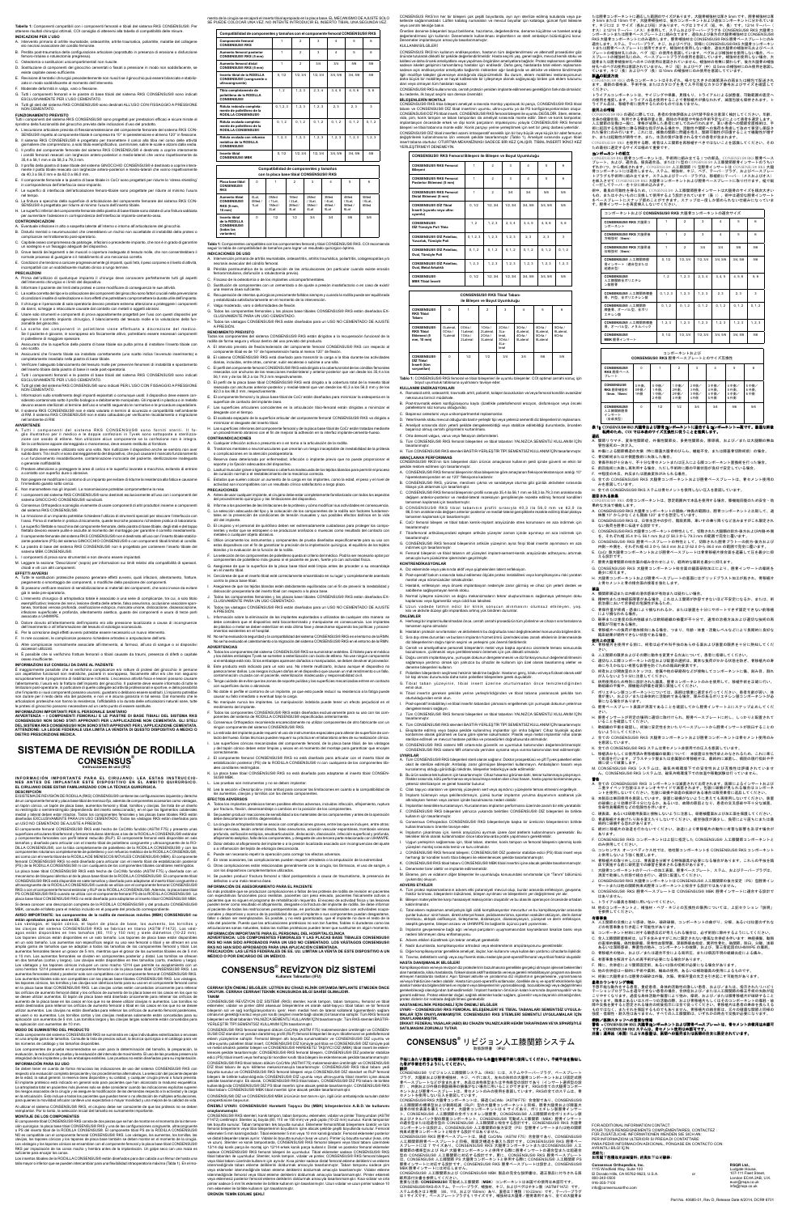# SISTEMA DE REVISIÓN DE RODILLA CONSENSUS®

# CONSENSUS® REVİZYON DİZ SİSTEMİ

# CONSENSUS® リビジョン人工膝関節システム

FOR ADDITIONAL INFORMATION CONTACT:
POUR DES RENSEIGNEMENTS COMPLEMENTAIRES, CONTACTEZ:
FÜR ZUSÄTZLICHE INFORMATIONEN WENDEN SIE SICH AN:
PER ULTERIORI INFORMAZIONI RIVOLGERSI A:
PARA OBTENER MÁS INFORMACIÓN, PÓNGASE EN CONTACTO CON:
AYRINTILI BİLGİ İÇİN:

Consensus Orthopedics, Inc.
1115 Windfield Way, Suite 100
El Dorado Hills, CA 95762-9623, U.S.A.
888-868-3600
916-355-7100
info@consensusortho.com

RSQA Ltd.
Ludgate House,
107-111 Fleet Street,
London EC4A 2AB, UK

Part No. 40685-01, Rev D, Release Date 4/2014, DCR# 0701